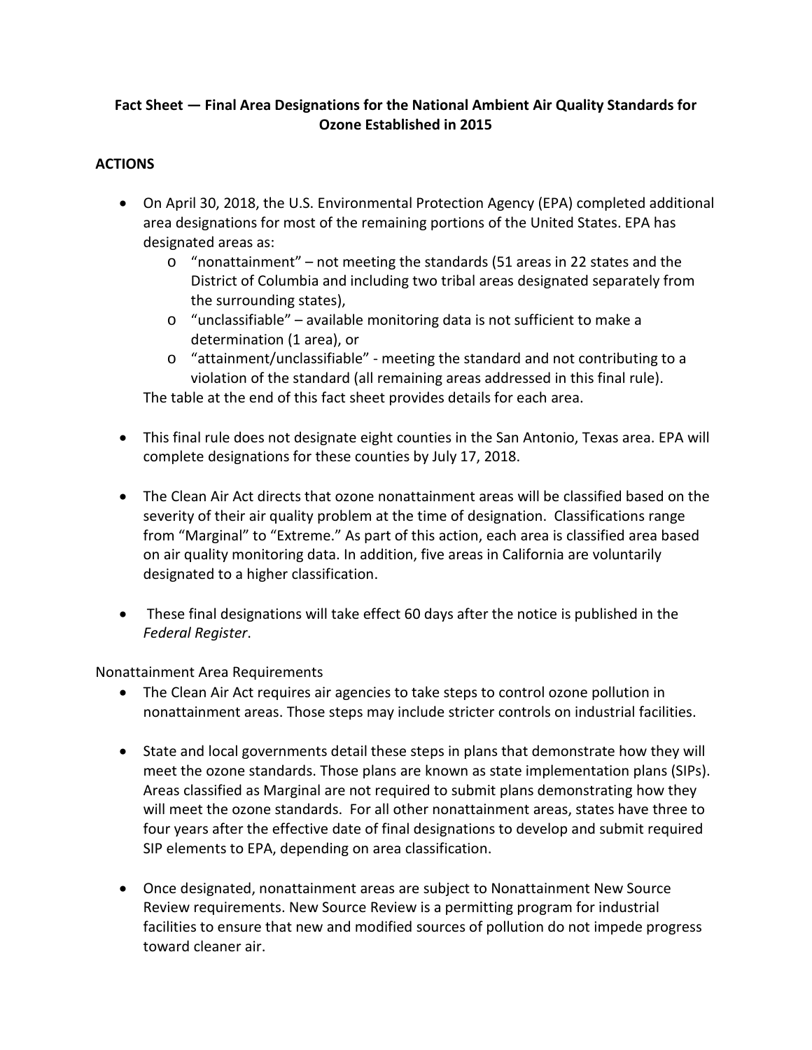# Fact Sheet — Final Area Designations for the National Ambient Air Quality Standards for Ozone Established in 2015

## ACTIONS

- On April 30, 2018, the U.S. Environmental Protection Agency (EPA) completed additional area designations for most of the remaining portions of the United States. EPA has designated areas as:
  - "nonattainment" – not meeting the standards (51 areas in 22 states and the District of Columbia and including two tribal areas designated separately from the surrounding states),
  - "unclassifiable" – available monitoring data is not sufficient to make a determination (1 area), or
  - "attainment/unclassifiable" - meeting the standard and not contributing to a violation of the standard (all remaining areas addressed in this final rule).

  The table at the end of this fact sheet provides details for each area.

- This final rule does not designate eight counties in the San Antonio, Texas area. EPA will complete designations for these counties by July 17, 2018.

- The Clean Air Act directs that ozone nonattainment areas will be classified based on the severity of their air quality problem at the time of designation. Classifications range from "Marginal" to "Extreme." As part of this action, each area is classified area based on air quality monitoring data. In addition, five areas in California are voluntarily designated to a higher classification.

- These final designations will take effect 60 days after the notice is published in the *Federal Register*.

Nonattainment Area Requirements

- The Clean Air Act requires air agencies to take steps to control ozone pollution in nonattainment areas. Those steps may include stricter controls on industrial facilities.

- State and local governments detail these steps in plans that demonstrate how they will meet the ozone standards. Those plans are known as state implementation plans (SIPs). Areas classified as Marginal are not required to submit plans demonstrating how they will meet the ozone standards. For all other nonattainment areas, states have three to four years after the effective date of final designations to develop and submit required SIP elements to EPA, depending on area classification.

- Once designated, nonattainment areas are subject to Nonattainment New Source Review requirements. New Source Review is a permitting program for industrial facilities to ensure that new and modified sources of pollution do not impede progress toward cleaner air.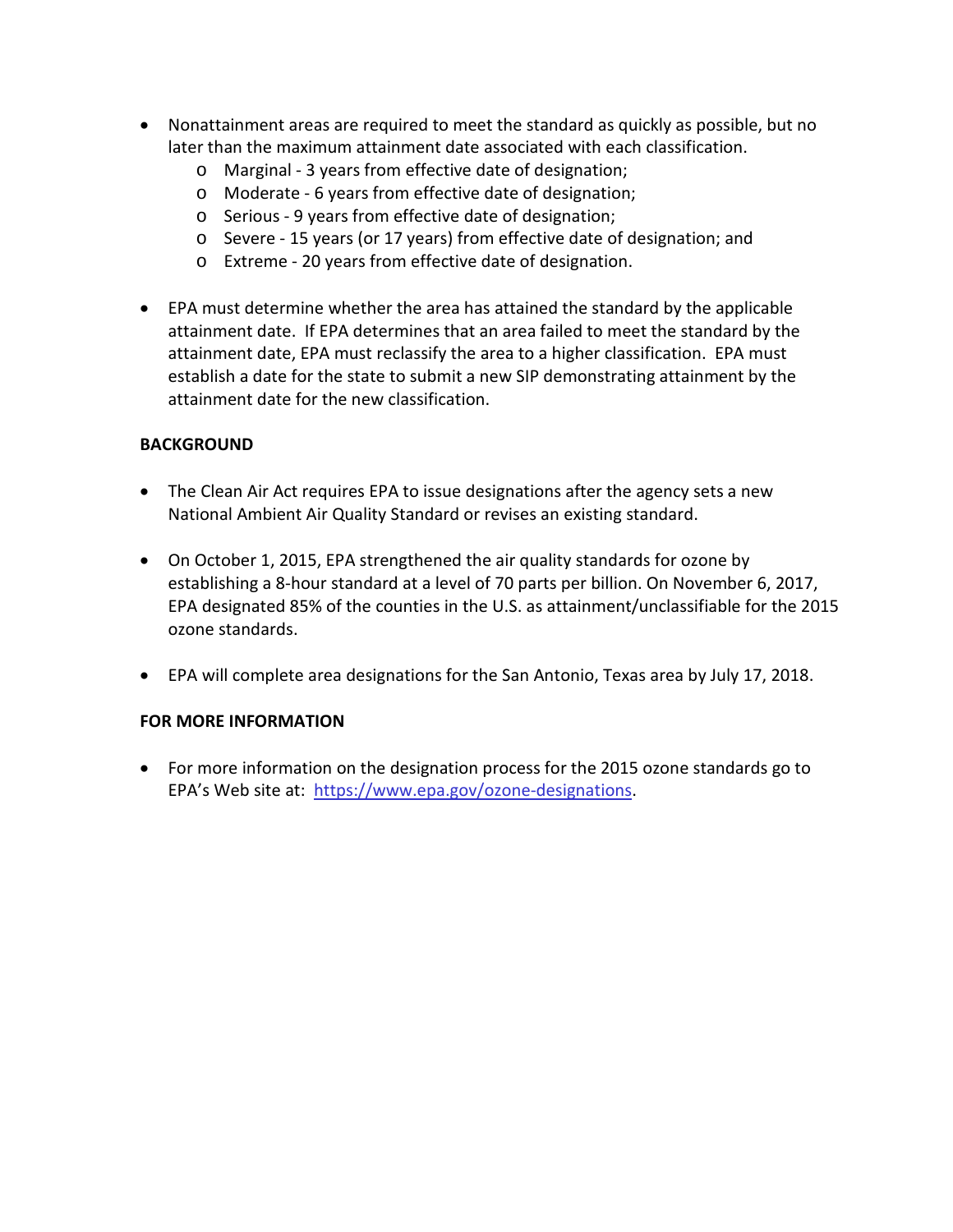- Nonattainment areas are required to meet the standard as quickly as possible, but no later than the maximum attainment date associated with each classification.
    - Marginal - 3 years from effective date of designation;
    - Moderate - 6 years from effective date of designation;
    - Serious - 9 years from effective date of designation;
    - Severe - 15 years (or 17 years) from effective date of designation; and
    - Extreme - 20 years from effective date of designation.

- EPA must determine whether the area has attained the standard by the applicable attainment date. If EPA determines that an area failed to meet the standard by the attainment date, EPA must reclassify the area to a higher classification. EPA must establish a date for the state to submit a new SIP demonstrating attainment by the attainment date for the new classification.

**BACKGROUND**

- The Clean Air Act requires EPA to issue designations after the agency sets a new National Ambient Air Quality Standard or revises an existing standard.

- On October 1, 2015, EPA strengthened the air quality standards for ozone by establishing a 8-hour standard at a level of 70 parts per billion. On November 6, 2017, EPA designated 85% of the counties in the U.S. as attainment/unclassifiable for the 2015 ozone standards.

- EPA will complete area designations for the San Antonio, Texas area by July 17, 2018.

**FOR MORE INFORMATION**

- For more information on the designation process for the 2015 ozone standards go to EPA's Web site at: [https://www.epa.gov/ozone-designations](https://www.epa.gov/ozone-designations).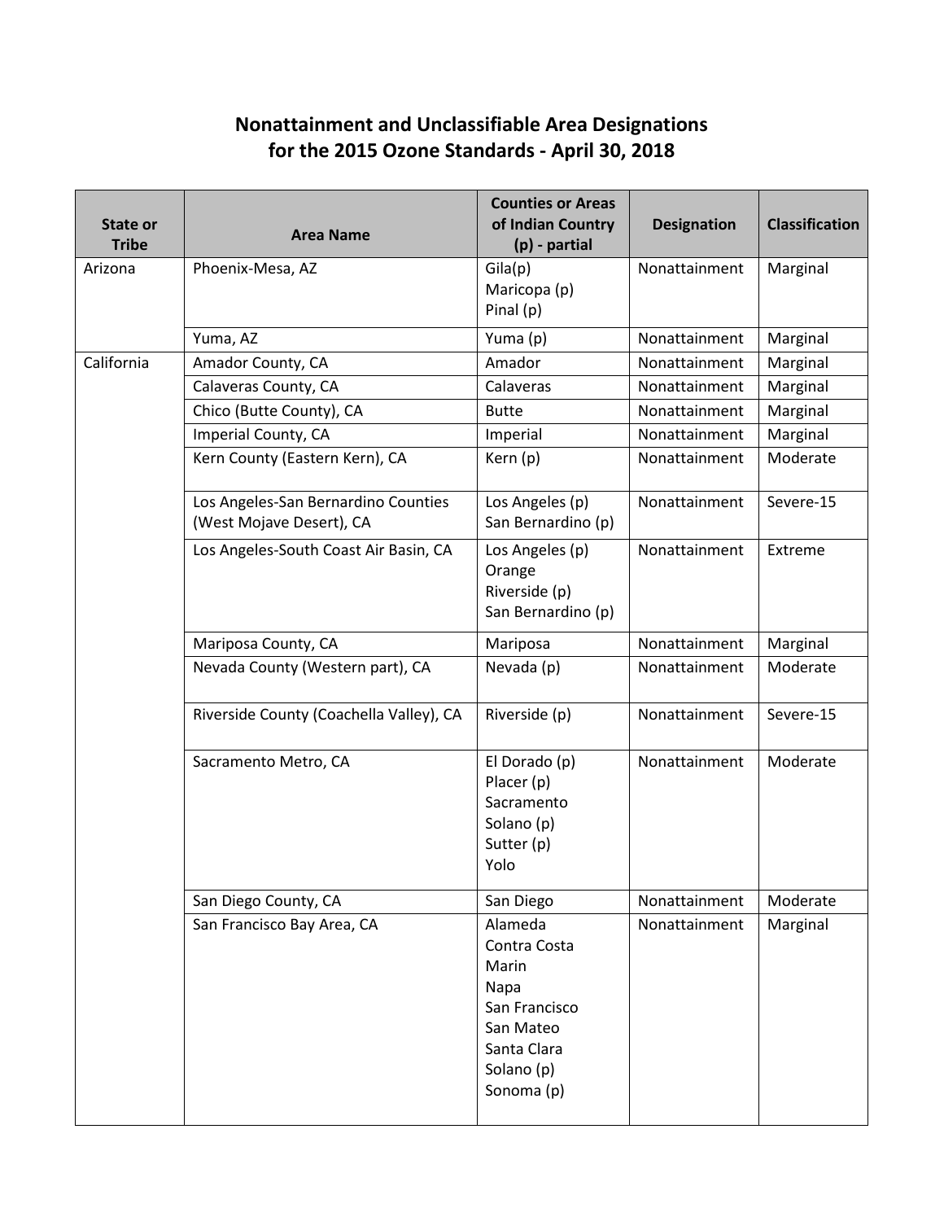## Nonattainment and Unclassifiable Area Designations for the 2015 Ozone Standards - April 30, 2018

| State or Tribe | Area Name | Counties or Areas of Indian Country (p) - partial | Designation | Classification |
|---|---|---|---|---|
| Arizona | Phoenix-Mesa, AZ | Gila(p)<br>Maricopa (p)<br>Pinal (p) | Nonattainment | Marginal |
| | Yuma, AZ | Yuma (p) | Nonattainment | Marginal |
| California | Amador County, CA | Amador | Nonattainment | Marginal |
| | Calaveras County, CA | Calaveras | Nonattainment | Marginal |
| | Chico (Butte County), CA | Butte | Nonattainment | Marginal |
| | Imperial County, CA | Imperial | Nonattainment | Marginal |
| | Kern County (Eastern Kern), CA | Kern (p) | Nonattainment | Moderate |
| | Los Angeles-San Bernardino Counties (West Mojave Desert), CA | Los Angeles (p)<br>San Bernardino (p) | Nonattainment | Severe-15 |
| | Los Angeles-South Coast Air Basin, CA | Los Angeles (p)<br>Orange<br>Riverside (p)<br>San Bernardino (p) | Nonattainment | Extreme |
| | Mariposa County, CA | Mariposa | Nonattainment | Marginal |
| | Nevada County (Western part), CA | Nevada (p) | Nonattainment | Moderate |
| | Riverside County (Coachella Valley), CA | Riverside (p) | Nonattainment | Severe-15 |
| | Sacramento Metro, CA | El Dorado (p)<br>Placer (p)<br>Sacramento<br>Solano (p)<br>Sutter (p)<br>Yolo | Nonattainment | Moderate |
| | San Diego County, CA | San Diego | Nonattainment | Moderate |
| | San Francisco Bay Area, CA | Alameda<br>Contra Costa<br>Marin<br>Napa<br>San Francisco<br>San Mateo<br>Santa Clara<br>Solano (p)<br>Sonoma (p) | Nonattainment | Marginal |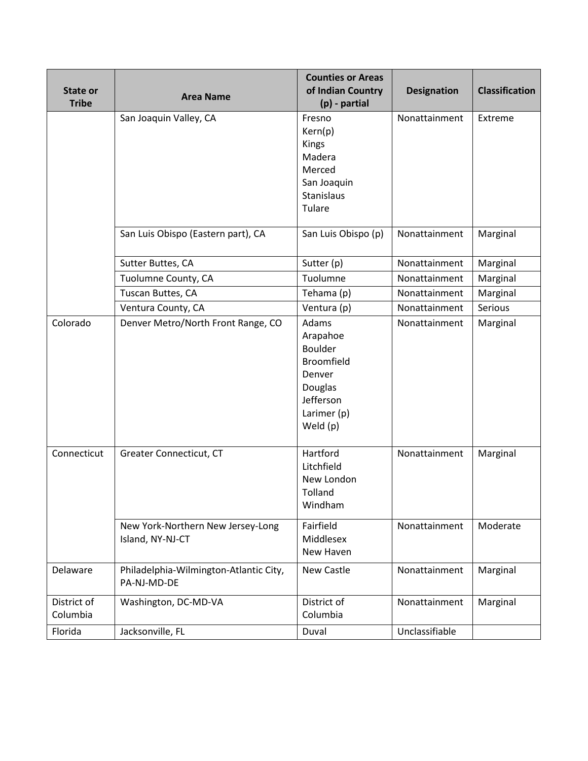| State or Tribe | Area Name | Counties or Areas of Indian Country (p) - partial | Designation | Classification |
|---|---|---|---|---|
| | San Joaquin Valley, CA | Fresno<br>Kern(p)<br>Kings<br>Madera<br>Merced<br>San Joaquin<br>Stanislaus<br>Tulare | Nonattainment | Extreme |
| | San Luis Obispo (Eastern part), CA | San Luis Obispo (p) | Nonattainment | Marginal |
| | Sutter Buttes, CA | Sutter (p) | Nonattainment | Marginal |
| | Tuolumne County, CA | Tuolumne | Nonattainment | Marginal |
| | Tuscan Buttes, CA | Tehama (p) | Nonattainment | Marginal |
| | Ventura County, CA | Ventura (p) | Nonattainment | Serious |
| Colorado | Denver Metro/North Front Range, CO | Adams<br>Arapahoe<br>Boulder<br>Broomfield<br>Denver<br>Douglas<br>Jefferson<br>Larimer (p)<br>Weld (p) | Nonattainment | Marginal |
| Connecticut | Greater Connecticut, CT | Hartford<br>Litchfield<br>New London<br>Tolland<br>Windham | Nonattainment | Marginal |
| | New York-Northern New Jersey-Long Island, NY-NJ-CT | Fairfield<br>Middlesex<br>New Haven | Nonattainment | Moderate |
| Delaware | Philadelphia-Wilmington-Atlantic City, PA-NJ-MD-DE | New Castle | Nonattainment | Marginal |
| District of Columbia | Washington, DC-MD-VA | District of Columbia | Nonattainment | Marginal |
| Florida | Jacksonville, FL | Duval | Unclassifiable | |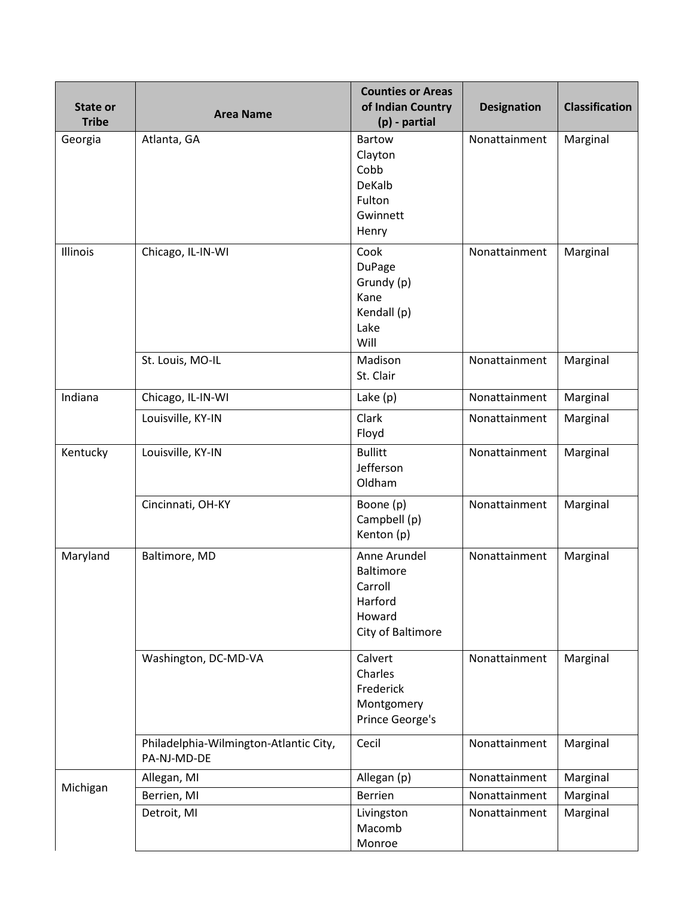| State or Tribe | Area Name | Counties or Areas of Indian Country (p) - partial | Designation | Classification |
|---|---|---|---|---|
| Georgia | Atlanta, GA | Bartow<br>Clayton<br>Cobb<br>DeKalb<br>Fulton<br>Gwinnett<br>Henry | Nonattainment | Marginal |
| Illinois | Chicago, IL-IN-WI | Cook<br>DuPage<br>Grundy (p)<br>Kane<br>Kendall (p)<br>Lake<br>Will | Nonattainment | Marginal |
| | St. Louis, MO-IL | Madison<br>St. Clair | Nonattainment | Marginal |
| Indiana | Chicago, IL-IN-WI | Lake (p) | Nonattainment | Marginal |
| | Louisville, KY-IN | Clark<br>Floyd | Nonattainment | Marginal |
| Kentucky | Louisville, KY-IN | Bullitt<br>Jefferson<br>Oldham | Nonattainment | Marginal |
| | Cincinnati, OH-KY | Boone (p)<br>Campbell (p)<br>Kenton (p) | Nonattainment | Marginal |
| Maryland | Baltimore, MD | Anne Arundel<br>Baltimore<br>Carroll<br>Harford<br>Howard<br>City of Baltimore | Nonattainment | Marginal |
| | Washington, DC-MD-VA | Calvert<br>Charles<br>Frederick<br>Montgomery<br>Prince George's | Nonattainment | Marginal |
| | Philadelphia-Wilmington-Atlantic City, PA-NJ-MD-DE | Cecil | Nonattainment | Marginal |
| Michigan | Allegan, MI | Allegan (p) | Nonattainment | Marginal |
| | Berrien, MI | Berrien | Nonattainment | Marginal |
| | Detroit, MI | Livingston<br>Macomb<br>Monroe | Nonattainment | Marginal |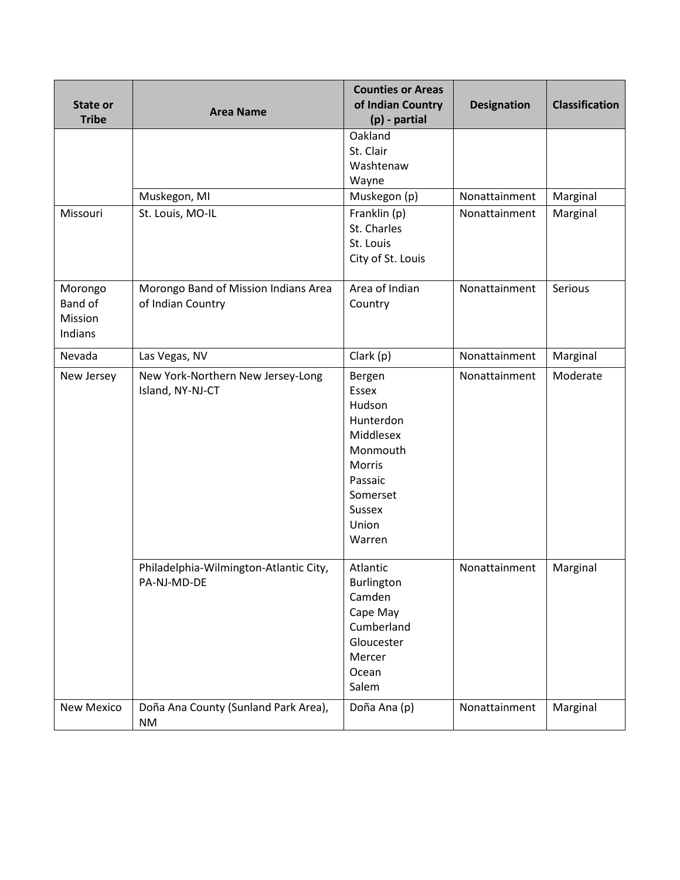| State or Tribe | Area Name | Counties or Areas of Indian Country (p) - partial | Designation | Classification |
|---|---|---|---|---|
| | | Oakland<br>St. Clair<br>Washtenaw<br>Wayne | | |
| | Muskegon, MI | Muskegon (p) | Nonattainment | Marginal |
| Missouri | St. Louis, MO-IL | Franklin (p)<br>St. Charles<br>St. Louis<br>City of St. Louis | Nonattainment | Marginal |
| Morongo Band of Mission Indians | Morongo Band of Mission Indians Area of Indian Country | Area of Indian Country | Nonattainment | Serious |
| Nevada | Las Vegas, NV | Clark (p) | Nonattainment | Marginal |
| New Jersey | New York-Northern New Jersey-Long Island, NY-NJ-CT | Bergen<br>Essex<br>Hudson<br>Hunterdon<br>Middlesex<br>Monmouth<br>Morris<br>Passaic<br>Somerset<br>Sussex<br>Union<br>Warren | Nonattainment | Moderate |
| | Philadelphia-Wilmington-Atlantic City, PA-NJ-MD-DE | Atlantic<br>Burlington<br>Camden<br>Cape May<br>Cumberland<br>Gloucester<br>Mercer<br>Ocean<br>Salem | Nonattainment | Marginal |
| New Mexico | Doña Ana County (Sunland Park Area), NM | Doña Ana (p) | Nonattainment | Marginal |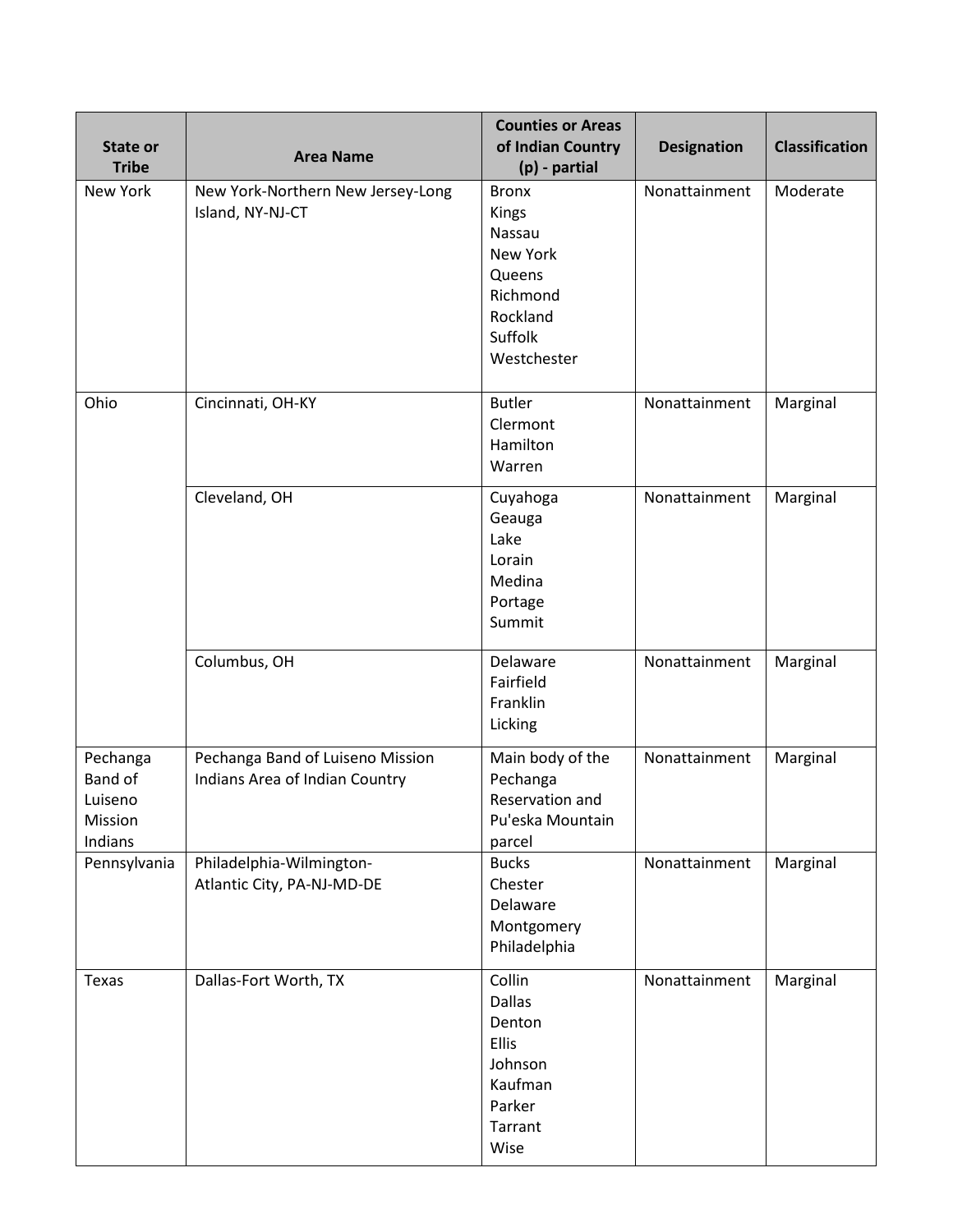| State or Tribe | Area Name | Counties or Areas of Indian Country (p) - partial | Designation | Classification |
|---|---|---|---|---|
| New York | New York-Northern New Jersey-Long Island, NY-NJ-CT | Bronx<br>Kings<br>Nassau<br>New York<br>Queens<br>Richmond<br>Rockland<br>Suffolk<br>Westchester | Nonattainment | Moderate |
| Ohio | Cincinnati, OH-KY | Butler<br>Clermont<br>Hamilton<br>Warren | Nonattainment | Marginal |
| | Cleveland, OH | Cuyahoga<br>Geauga<br>Lake<br>Lorain<br>Medina<br>Portage<br>Summit | Nonattainment | Marginal |
| | Columbus, OH | Delaware<br>Fairfield<br>Franklin<br>Licking | Nonattainment | Marginal |
| Pechanga Band of Luiseno Mission Indians | Pechanga Band of Luiseno Mission Indians Area of Indian Country | Main body of the Pechanga Reservation and Pu'eska Mountain parcel | Nonattainment | Marginal |
| Pennsylvania | Philadelphia-Wilmington-Atlantic City, PA-NJ-MD-DE | Bucks<br>Chester<br>Delaware<br>Montgomery<br>Philadelphia | Nonattainment | Marginal |
| Texas | Dallas-Fort Worth, TX | Collin<br>Dallas<br>Denton<br>Ellis<br>Johnson<br>Kaufman<br>Parker<br>Tarrant<br>Wise | Nonattainment | Marginal |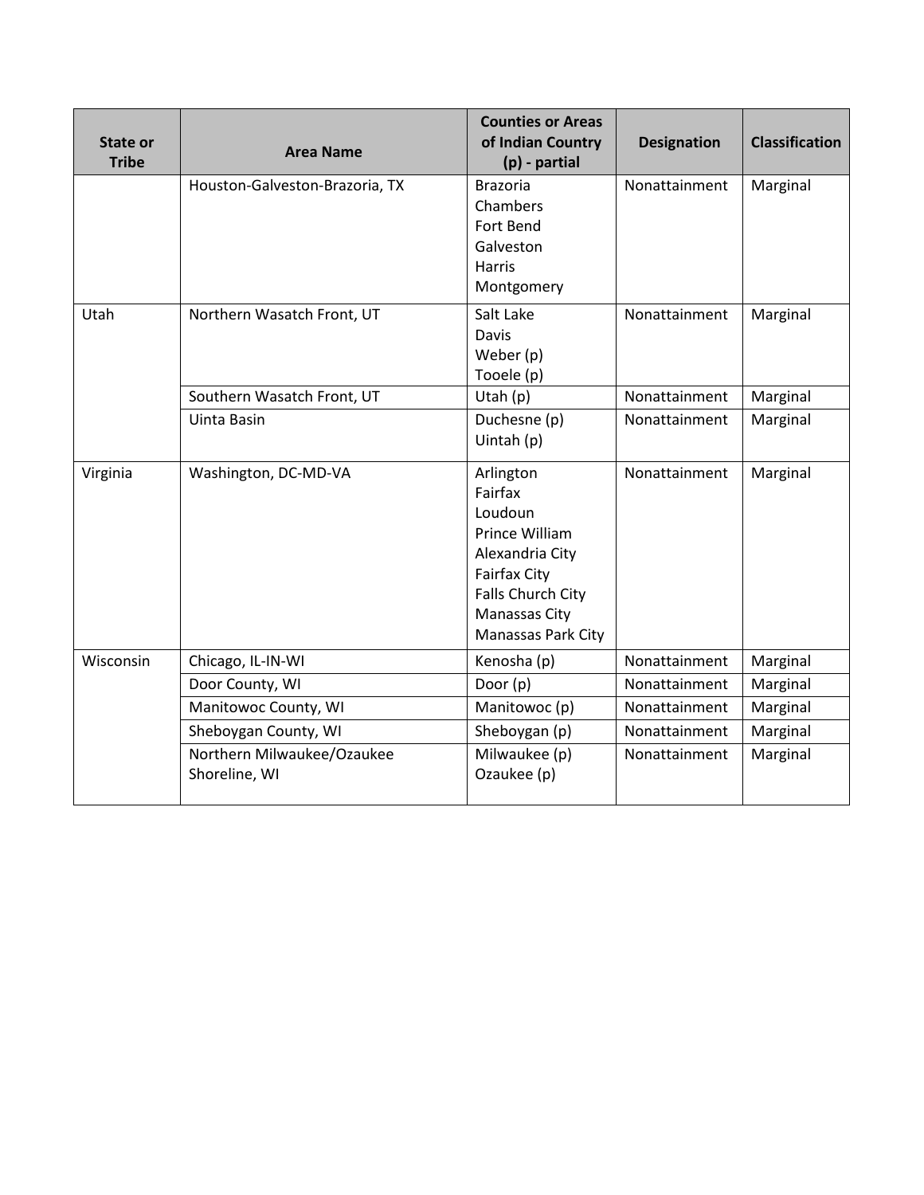| State or Tribe | Area Name | Counties or Areas of Indian Country (p) - partial | Designation | Classification |
| --- | --- | --- | --- | --- |
| | Houston-Galveston-Brazoria, TX | Brazoria<br>Chambers<br>Fort Bend<br>Galveston<br>Harris<br>Montgomery | Nonattainment | Marginal |
| Utah | Northern Wasatch Front, UT | Salt Lake<br>Davis<br>Weber (p)<br>Tooele (p) | Nonattainment | Marginal |
| | Southern Wasatch Front, UT | Utah (p) | Nonattainment | Marginal |
| | Uinta Basin | Duchesne (p)<br>Uintah (p) | Nonattainment | Marginal |
| Virginia | Washington, DC-MD-VA | Arlington<br>Fairfax<br>Loudoun<br>Prince William<br>Alexandria City<br>Fairfax City<br>Falls Church City<br>Manassas City<br>Manassas Park City | Nonattainment | Marginal |
| Wisconsin | Chicago, IL-IN-WI | Kenosha (p) | Nonattainment | Marginal |
| | Door County, WI | Door (p) | Nonattainment | Marginal |
| | Manitowoc County, WI | Manitowoc (p) | Nonattainment | Marginal |
| | Sheboygan County, WI | Sheboygan (p) | Nonattainment | Marginal |
| | Northern Milwaukee/Ozaukee Shoreline, WI | Milwaukee (p)<br>Ozaukee (p) | Nonattainment | Marginal |